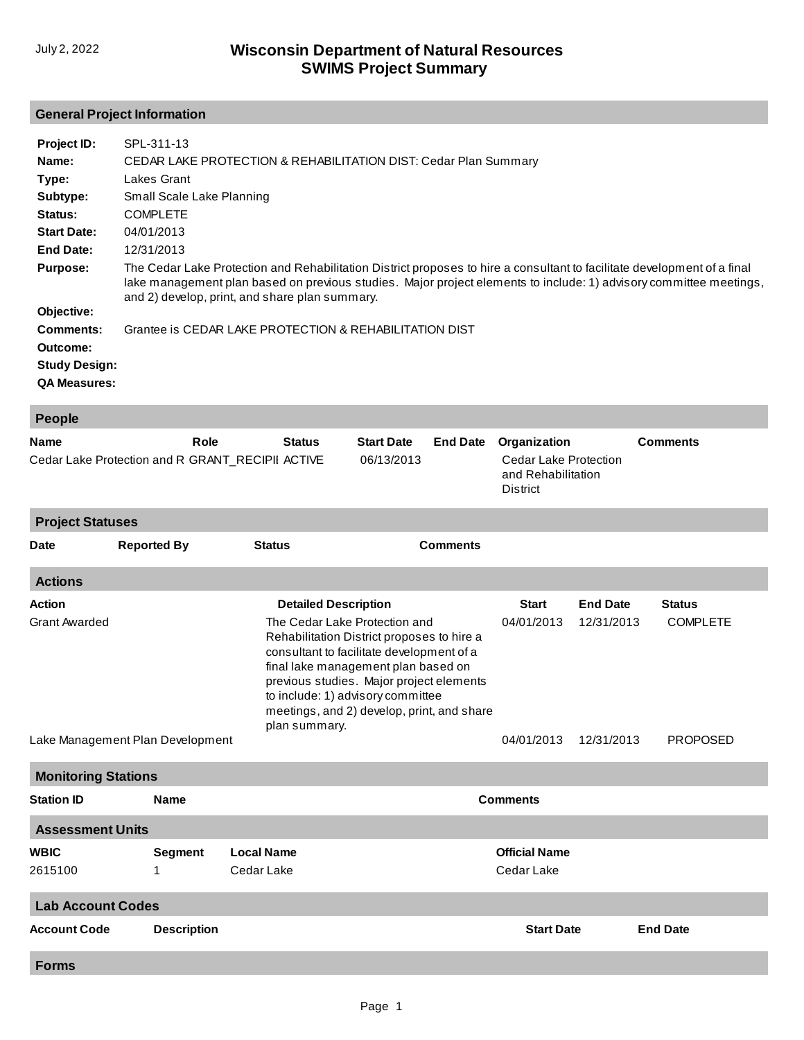July 2, 2022

# Wisconsin Department of Natural Resources
# SWIMS Project Summary

## General Project Information

**Project ID:** SPL-311-13

**Name:** CEDAR LAKE PROTECTION & REHABILITATION DIST: Cedar Plan Summary

**Type:** Lakes Grant

**Subtype:** Small Scale Lake Planning

**Status:** COMPLETE

**Start Date:** 04/01/2013

**End Date:** 12/31/2013

**Purpose:** The Cedar Lake Protection and Rehabilitation District proposes to hire a consultant to facilitate development of a final lake management plan based on previous studies. Major project elements to include: 1) advisory committee meetings, and 2) develop, print, and share plan summary.

**Objective:**

**Comments:** Grantee is CEDAR LAKE PROTECTION & REHABILITATION DIST

**Outcome:**

**Study Design:**

**QA Measures:**

## People

| Name | Role | Status | Start Date | End Date | Organization | Comments |
|---|---|---|---|---|---|---|
| Cedar Lake Protection and R | GRANT_RECIPII | ACTIVE | 06/13/2013 | | Cedar Lake Protection and Rehabilitation District | |

## Project Statuses

| Date | Reported By | Status | Comments |
|---|---|---|---|

## Actions

| Action | Detailed Description | Start | End Date | Status |
|---|---|---|---|---|
| Grant Awarded | The Cedar Lake Protection and Rehabilitation District proposes to hire a consultant to facilitate development of a final lake management plan based on previous studies. Major project elements to include: 1) advisory committee meetings, and 2) develop, print, and share plan summary. | 04/01/2013 | 12/31/2013 | COMPLETE |
| Lake Management Plan Development | | 04/01/2013 | 12/31/2013 | PROPOSED |

## Monitoring Stations

| Station ID | Name | Comments |
|---|---|---|

## Assessment Units

| WBIC | Segment | Local Name | Official Name |
|---|---|---|---|
| 2615100 | 1 | Cedar Lake | Cedar Lake |

## Lab Account Codes

| Account Code | Description | Start Date | End Date |
|---|---|---|---|

## Forms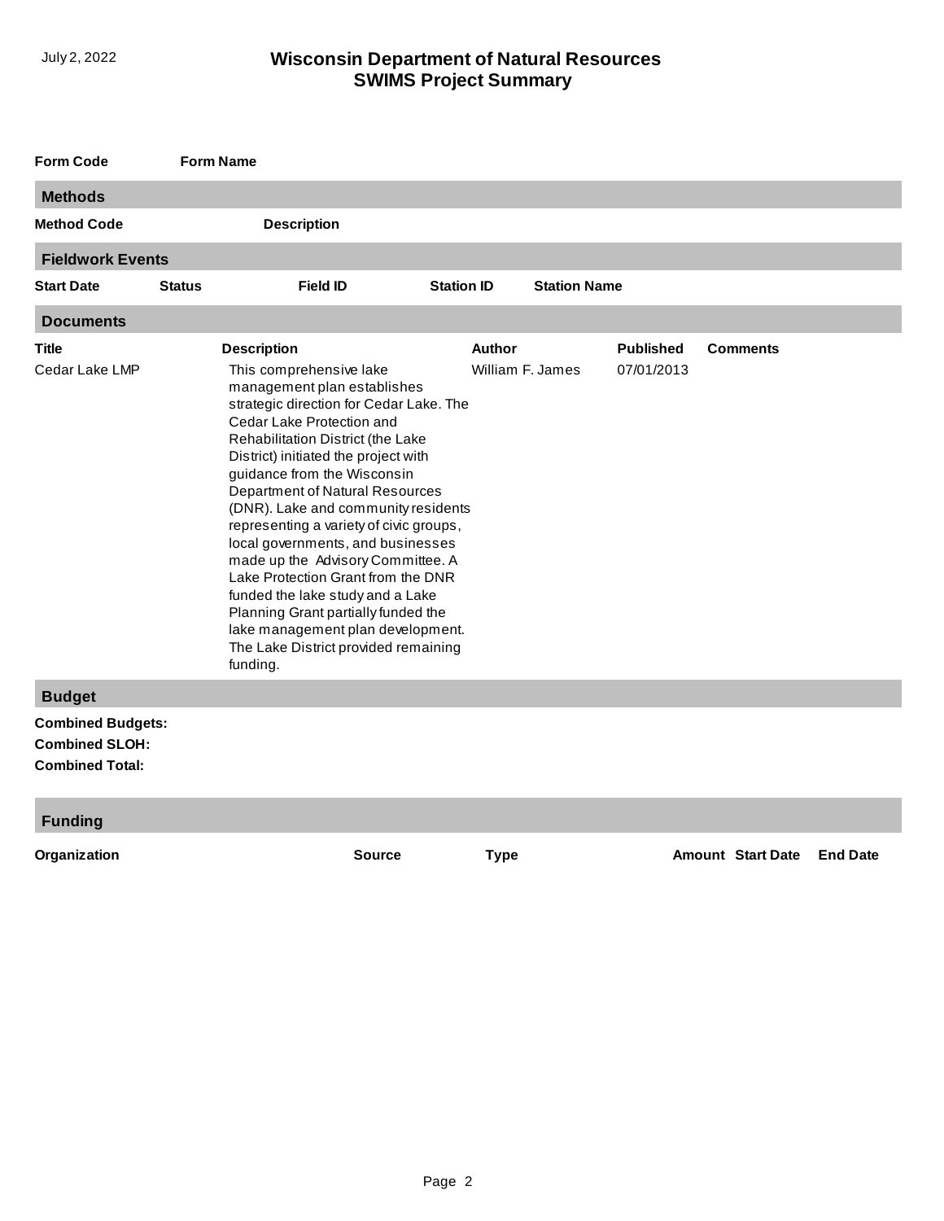| Form Code | Form Name |
|---|---|

## Methods

| Method Code | Description |
|---|---|

## Fieldwork Events

| Start Date | Status | Field ID | Station ID | Station Name |
|---|---|---|---|---|

## Documents

| Title | Description | Author | Published | Comments |
|---|---|---|---|---|
| Cedar Lake LMP | This comprehensive lake management plan establishes strategic direction for Cedar Lake. The Cedar Lake Protection and Rehabilitation District (the Lake District) initiated the project with guidance from the Wisconsin Department of Natural Resources (DNR). Lake and community residents representing a variety of civic groups, local governments, and businesses made up the Advisory Committee. A Lake Protection Grant from the DNR funded the lake study and a Lake Planning Grant partially funded the lake management plan development. The Lake District provided remaining funding. | William F. James | 07/01/2013 | |

## Budget

**Combined Budgets:**

**Combined SLOH:**

**Combined Total:**

## Funding

| Organization | Source | Type | Amount | Start Date | End Date |
|---|---|---|---|---|---|